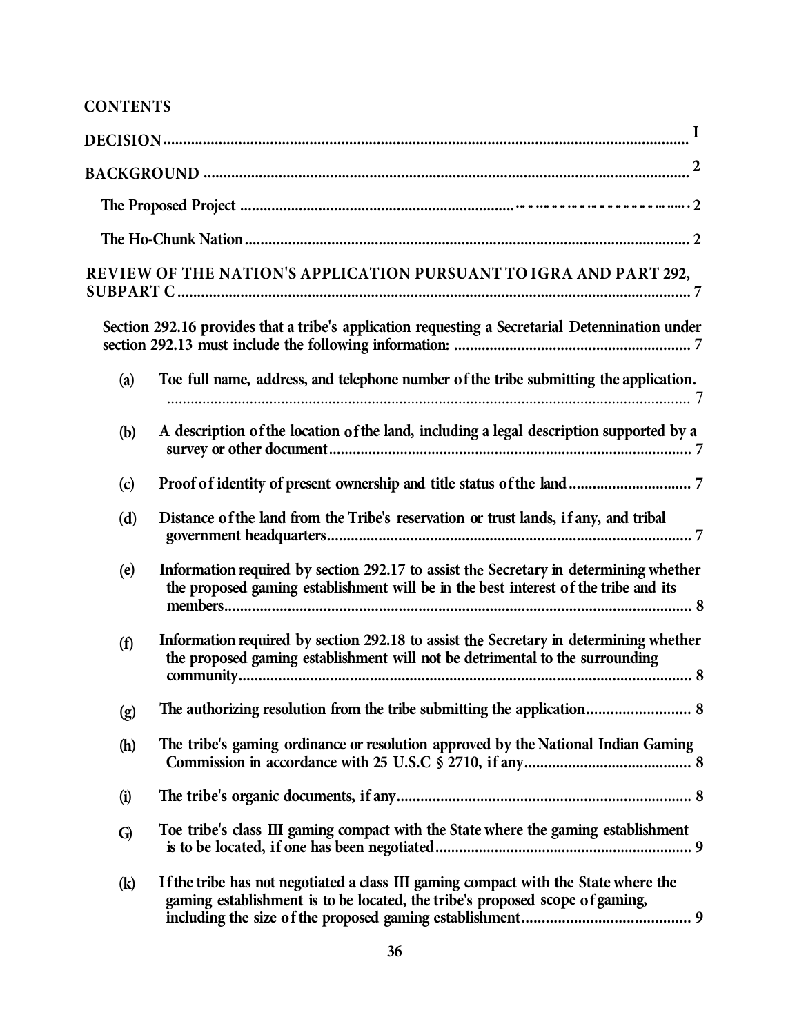## CONTENTS

DECISION ..................................................................................................................................... I

BACKGROUND ............................................................................................................................ 2

The Proposed Project ..................................................................................................................... 2

The Ho-Chunk Nation .................................................................................................................... 2

REVIEW OF THE NATION'S APPLICATION PURSUANT TO IGRA AND PART 292, SUBPART C .................................................................................................................................. 7

Section 292.16 provides that a tribe's application requesting a Secretarial Detennination under section 292.13 must include the following information: ........................................................... 7

(a) Toe full name, address, and telephone number of the tribe submitting the application. ....................................................................................................................................... 7

(b) A description of the location of the land, including a legal description supported by a survey or other document ............................................................................................ 7

(c) Proof of identity of present ownership and title status of the land .............................. 7

(d) Distance of the land from the Tribe's reservation or trust lands, if any, and tribal government headquarters ............................................................................................ 7

(e) Information required by section 292.17 to assist the Secretary in determining whether the proposed gaming establishment will be in the best interest of the tribe and its members ...................................................................................................................... 8

(f) Information required by section 292.18 to assist the Secretary in determining whether the proposed gaming establishment will not be detrimental to the surrounding community ................................................................................................................... 8

(g) The authorizing resolution from the tribe submitting the application .......................... 8

(h) The tribe's gaming ordinance or resolution approved by the National Indian Gaming Commission in accordance with 25 U.S.C § 2710, if any .......................................... 8

(i) The tribe's organic documents, if any .......................................................................... 8

G) Toe tribe's class III gaming compact with the State where the gaming establishment is to be located, if one has been negotiated ................................................................. 9

(k) If the tribe has not negotiated a class III gaming compact with the State where the gaming establishment is to be located, the tribe's proposed scope of gaming, including the size of the proposed gaming establishment .......................................... 9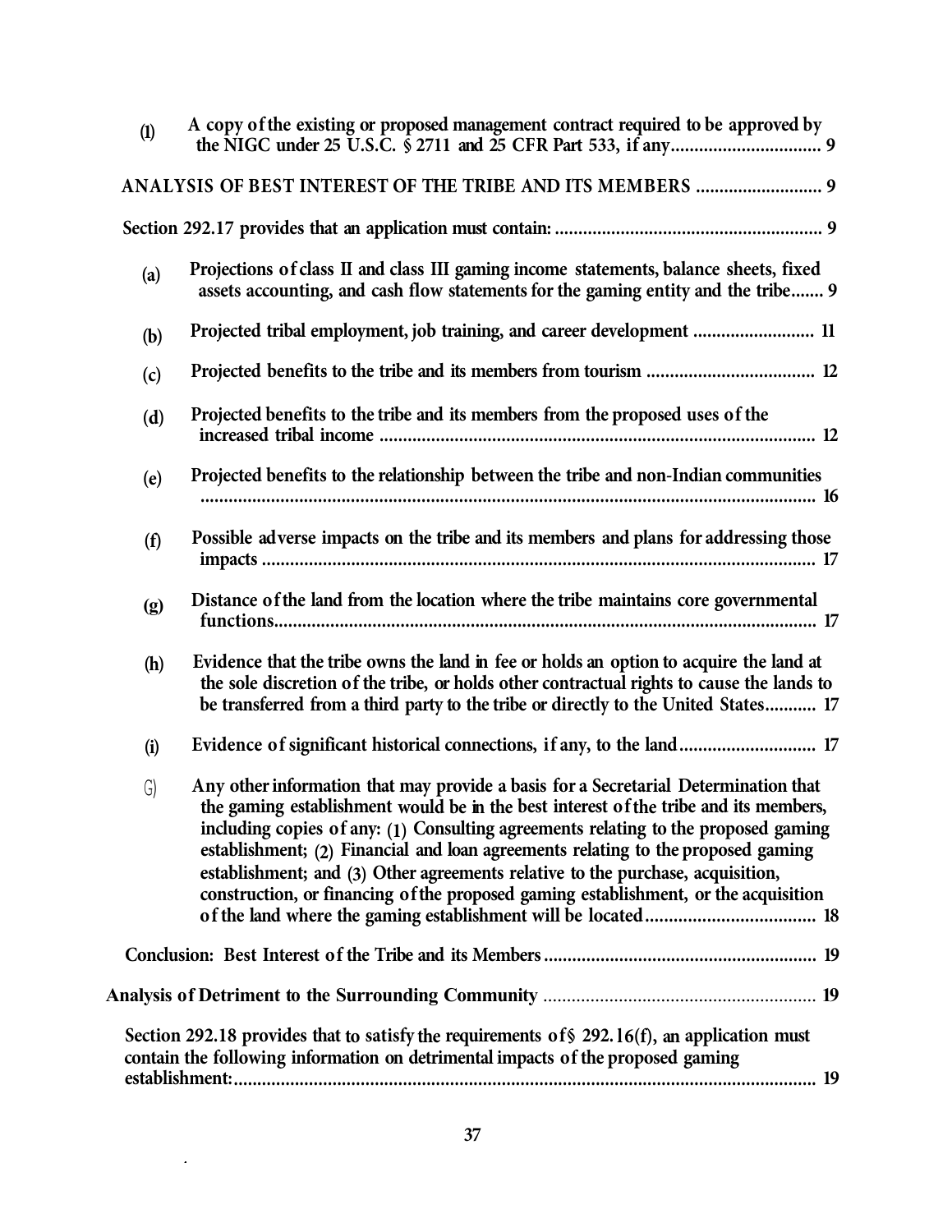**(l)** **A copy of the existing or proposed management contract required to be approved by the NIGC under 25 U.S.C. § 2711 and 25 CFR Part 533, if any................................ 9**

**ANALYSIS OF BEST INTEREST OF THE TRIBE AND ITS MEMBERS ........................... 9**

**Section 292.17 provides that an application must contain: ......................................................... 9**

**(a)** **Projections of class II and class III gaming income statements, balance sheets, fixed assets accounting, and cash flow statements for the gaming entity and the tribe....... 9**

**(b)** **Projected tribal employment, job training, and career development .......................... 11**

**(c)** **Projected benefits to the tribe and its members from tourism ................................... 12**

**(d)** **Projected benefits to the tribe and its members from the proposed uses of the increased tribal income ............................................................................................ 12**

**(e)** **Projected benefits to the relationship between the tribe and non-Indian communities .................................................................................................................... 16**

**(f)** **Possible adverse impacts on the tribe and its members and plans for addressing those impacts ...................................................................................................................... 17**

**(g)** **Distance of the land from the location where the tribe maintains core governmental functions.................................................................................................................. 17**

**(h)** **Evidence that the tribe owns the land in fee or holds an option to acquire the land at the sole discretion of the tribe, or holds other contractual rights to cause the lands to be transferred from a third party to the tribe or directly to the United States........... 17**

**(i)** **Evidence of significant historical connections, if any, to the land............................ 17**

**(j)** **Any other information that may provide a basis for a Secretarial Determination that the gaming establishment would be in the best interest of the tribe and its members, including copies of any: (1) Consulting agreements relating to the proposed gaming establishment; (2) Financial and loan agreements relating to the proposed gaming establishment; and (3) Other agreements relative to the purchase, acquisition, construction, or financing of the proposed gaming establishment, or the acquisition of the land where the gaming establishment will be located.................................... 18**

**Conclusion: Best Interest of the Tribe and its Members .......................................................... 19**

**Analysis of Detriment to the Surrounding Community .......................................................... 19**

**Section 292.18 provides that to satisfy the requirements of § 292.16(f), an application must contain the following information on detrimental impacts of the proposed gaming establishment:............................................................................................................................ 19**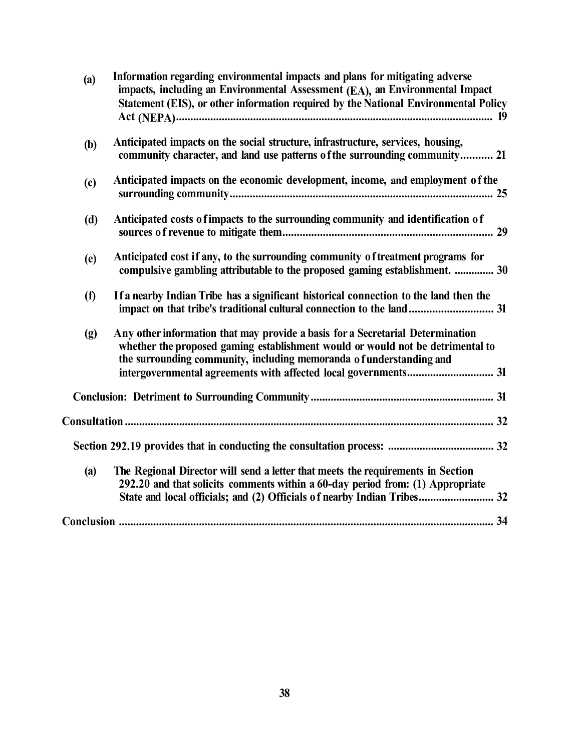**(a)** **Information regarding environmental impacts and plans for mitigating adverse impacts, including an Environmental Assessment (EA), an Environmental Impact Statement (EIS), or other information required by the National Environmental Policy Act (NEPA)............................................................................................................ 19**

**(b)** **Anticipated impacts on the social structure, infrastructure, services, housing, community character, and land use patterns of the surrounding community........... 21**

**(c)** **Anticipated impacts on the economic development, income, and employment of the surrounding community........................................................................................... 25**

**(d)** **Anticipated costs of impacts to the surrounding community and identification of sources of revenue to mitigate them........................................................................ 29**

**(e)** **Anticipated cost if any, to the surrounding community of treatment programs for compulsive gambling attributable to the proposed gaming establishment. .............. 30**

**(f)** **If a nearby Indian Tribe has a significant historical connection to the land then the impact on that tribe's traditional cultural connection to the land............................. 31**

**(g)** **Any other information that may provide a basis for a Secretarial Determination whether the proposed gaming establishment would or would not be detrimental to the surrounding community, including memoranda of understanding and intergovernmental agreements with affected local governments.............................. 31**

**Conclusion: Detriment to Surrounding Community................................................................ 31**

**Consultation................................................................................................................................ 32**

**Section 292.19 provides that in conducting the consultation process: ..................................... 32**

**(a)** **The Regional Director will send a letter that meets the requirements in Section 292.20 and that solicits comments within a 60-day period from: (1) Appropriate State and local officials; and (2) Officials of nearby Indian Tribes.......................... 32**

**Conclusion .................................................................................................................................. 34**